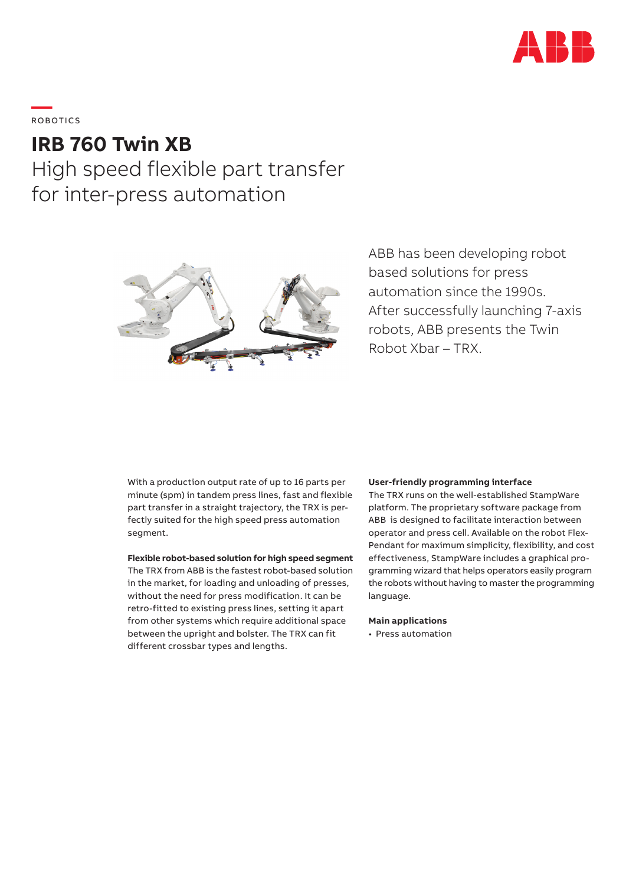ROBOTICS

# IRB 760 Twin XB

## High speed flexible part transfer for inter-press automation

ABB has been developing robot based solutions for press automation since the 1990s. After successfully launching 7-axis robots, ABB presents the Twin Robot Xbar – TRX.

With a production output rate of up to 16 parts per minute (spm) in tandem press lines, fast and flexible part transfer in a straight trajectory, the TRX is perfectly suited for the high speed press automation segment.

**Flexible robot-based solution for high speed segment**

The TRX from ABB is the fastest robot-based solution in the market, for loading and unloading of presses, without the need for press modification. It can be retro-fitted to existing press lines, setting it apart from other systems which require additional space between the upright and bolster. The TRX can fit different crossbar types and lengths.

**User-friendly programming interface**

The TRX runs on the well-established StampWare platform. The proprietary software package from ABB is designed to facilitate interaction between operator and press cell. Available on the robot Flex-Pendant for maximum simplicity, flexibility, and cost effectiveness, StampWare includes a graphical programming wizard that helps operators easily program the robots without having to master the programming language.

**Main applications**

- Press automation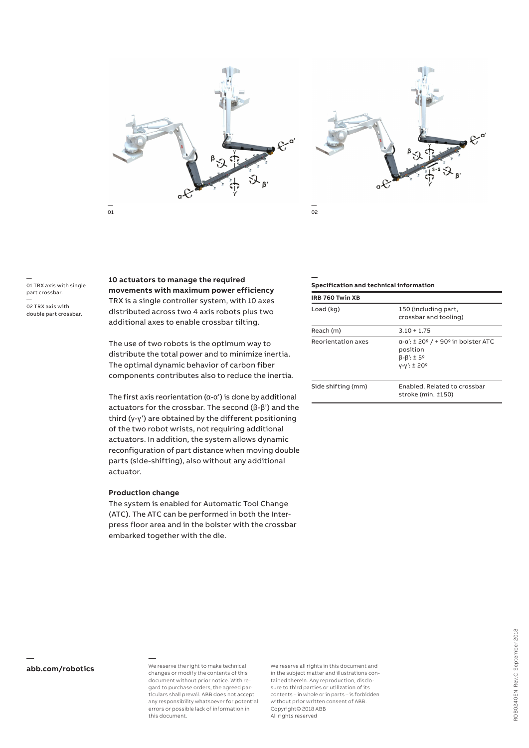01 TRX axis with single part crossbar.

02 TRX axis with double part crossbar.

**10 actuators to manage the required movements with maximum power efficiency**
TRX is a single controller system, with 10 axes distributed across two 4 axis robots plus two additional axes to enable crossbar tilting.

The use of two robots is the optimum way to distribute the total power and to minimize inertia. The optimal dynamic behavior of carbon fiber components contributes also to reduce the inertia.

The first axis reorientation (α-α') is done by additional actuators for the crossbar. The second (β-β') and the third (γ-γ') are obtained by the different positioning of the two robot wrists, not requiring additional actuators. In addition, the system allows dynamic reconfiguration of part distance when moving double parts (side-shifting), also without any additional actuator.

**Production change**
The system is enabled for Automatic Tool Change (ATC). The ATC can be performed in both the Inter-press floor area and in the bolster with the crossbar embarked together with the die.

**Specification and technical information**

| IRB 760 Twin XB | |
|---|---|
| Load (kg) | 150 (including part, crossbar and tooling) |
| Reach (m) | 3.10 + 1.75 |
| Reorientation axes | α-α': ± 20º / + 90º in bolster ATC position<br>β-β': ± 5º<br>γ-γ': ± 20º |
| Side shifting (mm) | Enabled. Related to crossbar stroke (min. ±150) |

**abb.com/robotics**

We reserve the right to make technical changes or modify the contents of this document without prior notice. With regard to purchase orders, the agreed particulars shall prevail. ABB does not accept any responsibility whatsoever for potential errors or possible lack of information in this document.

We reserve all rights in this document and in the subject matter and illustrations contained therein. Any reproduction, disclosure to third parties or utilization of its contents – in whole or in parts – is forbidden without prior written consent of ABB.
Copyright© 2018 ABB
All rights reserved

ROB0240EN Rev.C September 2018